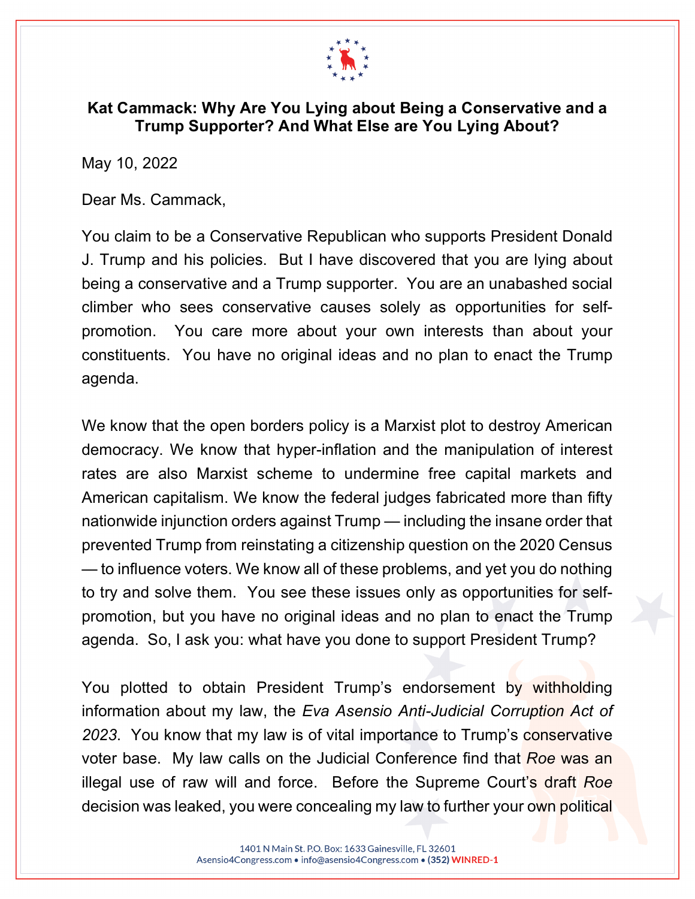# Kat Cammack: Why Are You Lying about Being a Conservative and a Trump Supporter? And What Else are You Lying About?

May 10, 2022

Dear Ms. Cammack,

You claim to be a Conservative Republican who supports President Donald J. Trump and his policies. But I have discovered that you are lying about being a conservative and a Trump supporter. You are an unabashed social climber who sees conservative causes solely as opportunities for self-promotion. You care more about your own interests than about your constituents. You have no original ideas and no plan to enact the Trump agenda.

We know that the open borders policy is a Marxist plot to destroy American democracy. We know that hyper-inflation and the manipulation of interest rates are also Marxist scheme to undermine free capital markets and American capitalism. We know the federal judges fabricated more than fifty nationwide injunction orders against Trump — including the insane order that prevented Trump from reinstating a citizenship question on the 2020 Census — to influence voters. We know all of these problems, and yet you do nothing to try and solve them. You see these issues only as opportunities for self-promotion, but you have no original ideas and no plan to enact the Trump agenda. So, I ask you: what have you done to support President Trump?

You plotted to obtain President Trump's endorsement by withholding information about my law, the *Eva Asensio Anti-Judicial Corruption Act of 2023*. You know that my law is of vital importance to Trump's conservative voter base. My law calls on the Judicial Conference find that *Roe* was an illegal use of raw will and force. Before the Supreme Court's draft *Roe* decision was leaked, you were concealing my law to further your own political

1401 N Main St. P.O. Box: 1633 Gainesville, FL 32601
Asensio4Congress.com • info@asensio4Congress.com • (352) WINRED-1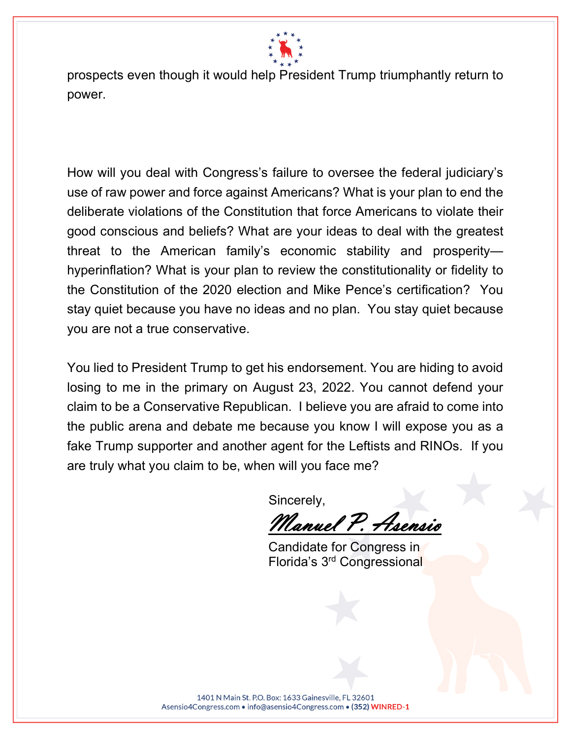prospects even though it would help President Trump triumphantly return to power.

How will you deal with Congress's failure to oversee the federal judiciary's use of raw power and force against Americans? What is your plan to end the deliberate violations of the Constitution that force Americans to violate their good conscious and beliefs? What are your ideas to deal with the greatest threat to the American family's economic stability and prosperity—hyperinflation? What is your plan to review the constitutionality or fidelity to the Constitution of the 2020 election and Mike Pence's certification? You stay quiet because you have no ideas and no plan. You stay quiet because you are not a true conservative.

You lied to President Trump to get his endorsement. You are hiding to avoid losing to me in the primary on August 23, 2022. You cannot defend your claim to be a Conservative Republican. I believe you are afraid to come into the public arena and debate me because you know I will expose you as a fake Trump supporter and another agent for the Leftists and RINOs. If you are truly what you claim to be, when will you face me?

Sincerely,

*Manuel P. Asensio*

Candidate for Congress in Florida's 3rd Congressional

1401 N Main St. P.O. Box: 1633 Gainesville, FL 32601
Asensio4Congress.com • info@asensio4Congress.com • (352) WINRED-1